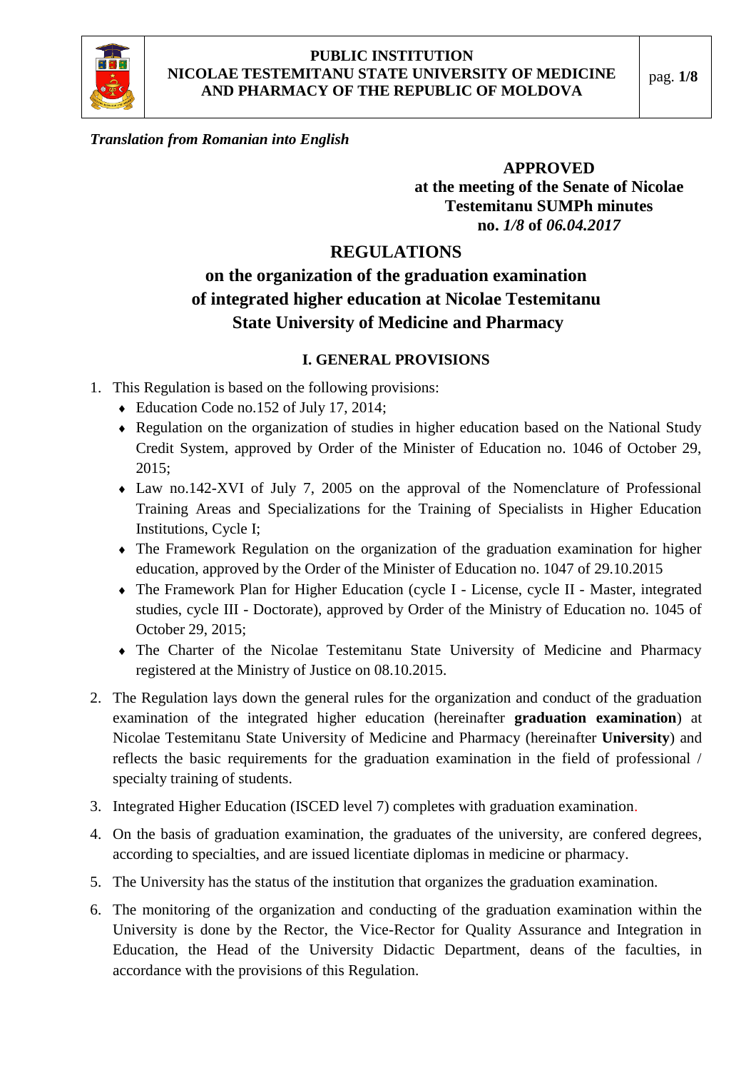*Translation from Romanian into English*

**APPROVED**
**at the meeting of the Senate of Nicolae Testemitanu SUMPh minutes no.** ***1/8*** **of** ***06.04.2017***

# REGULATIONS
## on the organization of the graduation examination of integrated higher education at Nicolae Testemitanu State University of Medicine and Pharmacy

### I. GENERAL PROVISIONS

1. This Regulation is based on the following provisions:
   - Education Code no.152 of July 17, 2014;
   - Regulation on the organization of studies in higher education based on the National Study Credit System, approved by Order of the Minister of Education no. 1046 of October 29, 2015;
   - Law no.142-XVI of July 7, 2005 on the approval of the Nomenclature of Professional Training Areas and Specializations for the Training of Specialists in Higher Education Institutions, Cycle I;
   - The Framework Regulation on the organization of the graduation examination for higher education, approved by the Order of the Minister of Education no. 1047 of 29.10.2015
   - The Framework Plan for Higher Education (cycle I - License, cycle II - Master, integrated studies, cycle III - Doctorate), approved by Order of the Ministry of Education no. 1045 of October 29, 2015;
   - The Charter of the Nicolae Testemitanu State University of Medicine and Pharmacy registered at the Ministry of Justice on 08.10.2015.
2. The Regulation lays down the general rules for the organization and conduct of the graduation examination of the integrated higher education (hereinafter **graduation examination**) at Nicolae Testemitanu State University of Medicine and Pharmacy (hereinafter **University**) and reflects the basic requirements for the graduation examination in the field of professional / specialty training of students.
3. Integrated Higher Education (ISCED level 7) completes with graduation examination.
4. On the basis of graduation examination, the graduates of the university, are confered degrees, according to specialties, and are issued licentiate diplomas in medicine or pharmacy.
5. The University has the status of the institution that organizes the graduation examination.
6. The monitoring of the organization and conducting of the graduation examination within the University is done by the Rector, the Vice-Rector for Quality Assurance and Integration in Education, the Head of the University Didactic Department, deans of the faculties, in accordance with the provisions of this Regulation.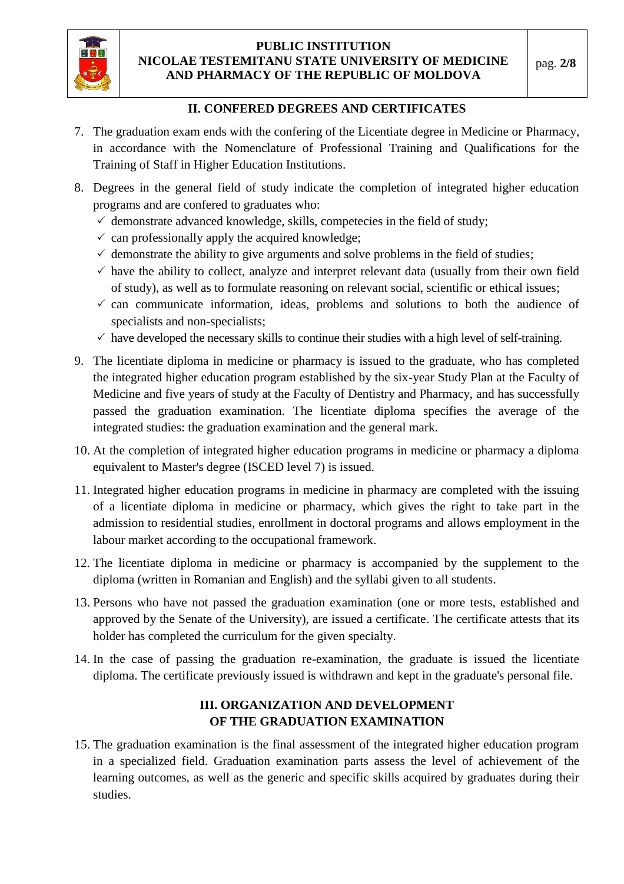## II. CONFERED DEGREES AND CERTIFICATES

7. The graduation exam ends with the confering of the Licentiate degree in Medicine or Pharmacy, in accordance with the Nomenclature of Professional Training and Qualifications for the Training of Staff in Higher Education Institutions.

8. Degrees in the general field of study indicate the completion of integrated higher education programs and are confered to graduates who:
   - ✓ demonstrate advanced knowledge, skills, competecies in the field of study;
   - ✓ can professionally apply the acquired knowledge;
   - ✓ demonstrate the ability to give arguments and solve problems in the field of studies;
   - ✓ have the ability to collect, analyze and interpret relevant data (usually from their own field of study), as well as to formulate reasoning on relevant social, scientific or ethical issues;
   - ✓ can communicate information, ideas, problems and solutions to both the audience of specialists and non-specialists;
   - ✓ have developed the necessary skills to continue their studies with a high level of self-training.

9. The licentiate diploma in medicine or pharmacy is issued to the graduate, who has completed the integrated higher education program established by the six-year Study Plan at the Faculty of Medicine and five years of study at the Faculty of Dentistry and Pharmacy, and has successfully passed the graduation examination. The licentiate diploma specifies the average of the integrated studies: the graduation examination and the general mark.

10. At the completion of integrated higher education programs in medicine or pharmacy a diploma equivalent to Master's degree (ISCED level 7) is issued.

11. Integrated higher education programs in medicine in pharmacy are completed with the issuing of a licentiate diploma in medicine or pharmacy, which gives the right to take part in the admission to residential studies, enrollment in doctoral programs and allows employment in the labour market according to the occupational framework.

12. The licentiate diploma in medicine or pharmacy is accompanied by the supplement to the diploma (written in Romanian and English) and the syllabi given to all students.

13. Persons who have not passed the graduation examination (one or more tests, established and approved by the Senate of the University), are issued a certificate. The certificate attests that its holder has completed the curriculum for the given specialty.

14. In the case of passing the graduation re-examination, the graduate is issued the licentiate diploma. The certificate previously issued is withdrawn and kept in the graduate's personal file.

## III. ORGANIZATION AND DEVELOPMENT OF THE GRADUATION EXAMINATION

15. The graduation examination is the final assessment of the integrated higher education program in a specialized field. Graduation examination parts assess the level of achievement of the learning outcomes, as well as the generic and specific skills acquired by graduates during their studies.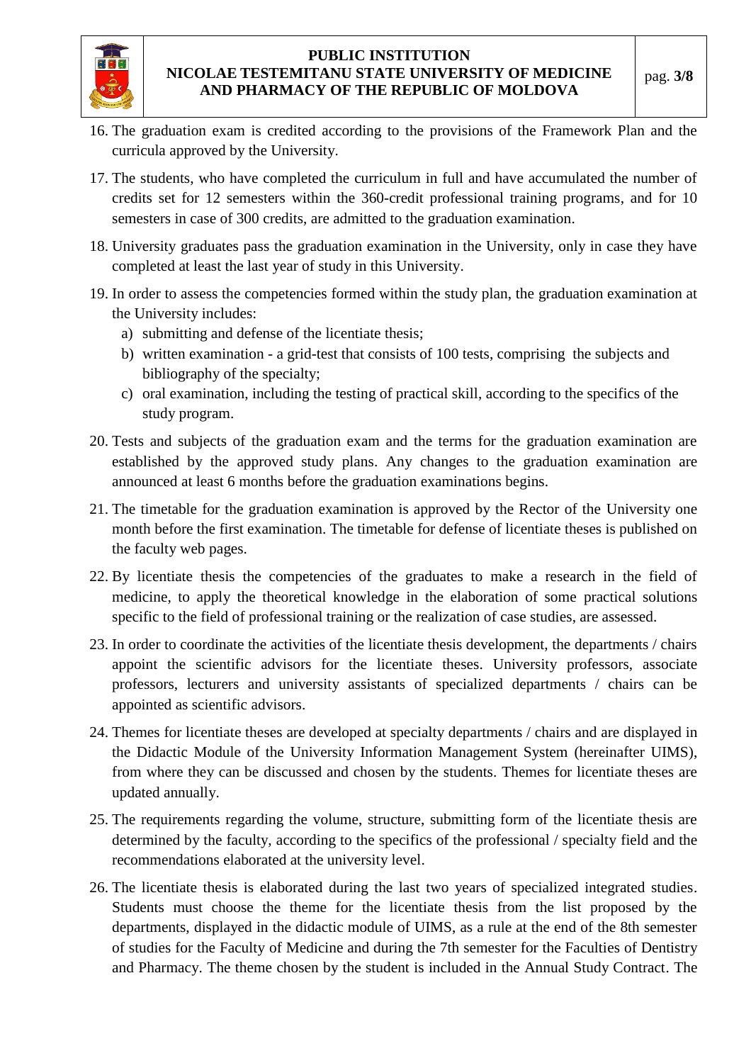16. The graduation exam is credited according to the provisions of the Framework Plan and the curricula approved by the University.
17. The students, who have completed the curriculum in full and have accumulated the number of credits set for 12 semesters within the 360-credit professional training programs, and for 10 semesters in case of 300 credits, are admitted to the graduation examination.
18. University graduates pass the graduation examination in the University, only in case they have completed at least the last year of study in this University.
19. In order to assess the competencies formed within the study plan, the graduation examination at the University includes:
    a) submitting and defense of the licentiate thesis;
    b) written examination - a grid-test that consists of 100 tests, comprising the subjects and bibliography of the specialty;
    c) oral examination, including the testing of practical skill, according to the specifics of the study program.
20. Tests and subjects of the graduation exam and the terms for the graduation examination are established by the approved study plans. Any changes to the graduation examination are announced at least 6 months before the graduation examinations begins.
21. The timetable for the graduation examination is approved by the Rector of the University one month before the first examination. The timetable for defense of licentiate theses is published on the faculty web pages.
22. By licentiate thesis the competencies of the graduates to make a research in the field of medicine, to apply the theoretical knowledge in the elaboration of some practical solutions specific to the field of professional training or the realization of case studies, are assessed.
23. In order to coordinate the activities of the licentiate thesis development, the departments / chairs appoint the scientific advisors for the licentiate theses. University professors, associate professors, lecturers and university assistants of specialized departments / chairs can be appointed as scientific advisors.
24. Themes for licentiate theses are developed at specialty departments / chairs and are displayed in the Didactic Module of the University Information Management System (hereinafter UIMS), from where they can be discussed and chosen by the students. Themes for licentiate theses are updated annually.
25. The requirements regarding the volume, structure, submitting form of the licentiate thesis are determined by the faculty, according to the specifics of the professional / specialty field and the recommendations elaborated at the university level.
26. The licentiate thesis is elaborated during the last two years of specialized integrated studies. Students must choose the theme for the licentiate thesis from the list proposed by the departments, displayed in the didactic module of UIMS, as a rule at the end of the 8th semester of studies for the Faculty of Medicine and during the 7th semester for the Faculties of Dentistry and Pharmacy. The theme chosen by the student is included in the Annual Study Contract. The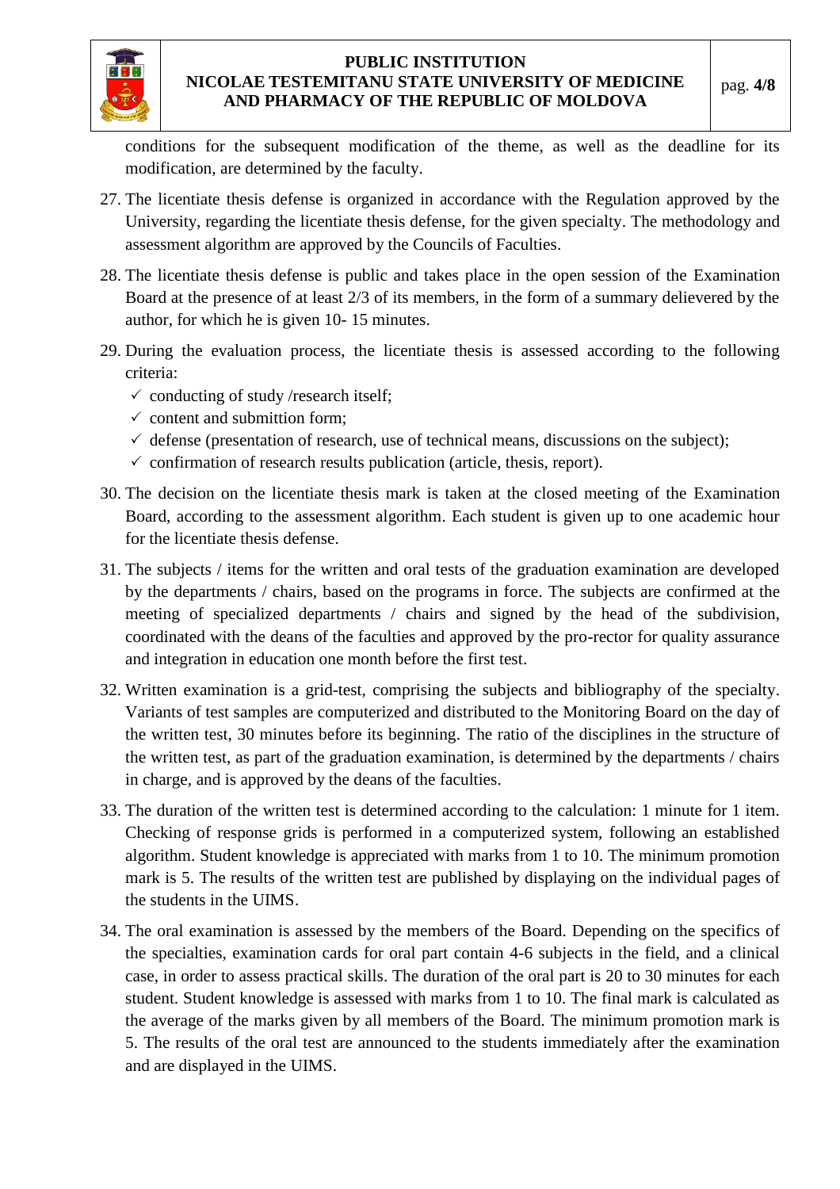conditions for the subsequent modification of the theme, as well as the deadline for its modification, are determined by the faculty.

27. The licentiate thesis defense is organized in accordance with the Regulation approved by the University, regarding the licentiate thesis defense, for the given specialty. The methodology and assessment algorithm are approved by the Councils of Faculties.

28. The licentiate thesis defense is public and takes place in the open session of the Examination Board at the presence of at least 2/3 of its members, in the form of a summary delievered by the author, for which he is given 10- 15 minutes.

29. During the evaluation process, the licentiate thesis is assessed according to the following criteria:
   - ✓ conducting of study /research itself;
   - ✓ content and submittion form;
   - ✓ defense (presentation of research, use of technical means, discussions on the subject);
   - ✓ confirmation of research results publication (article, thesis, report).

30. The decision on the licentiate thesis mark is taken at the closed meeting of the Examination Board, according to the assessment algorithm. Each student is given up to one academic hour for the licentiate thesis defense.

31. The subjects / items for the written and oral tests of the graduation examination are developed by the departments / chairs, based on the programs in force. The subjects are confirmed at the meeting of specialized departments / chairs and signed by the head of the subdivision, coordinated with the deans of the faculties and approved by the pro-rector for quality assurance and integration in education one month before the first test.

32. Written examination is a grid-test, comprising the subjects and bibliography of the specialty. Variants of test samples are computerized and distributed to the Monitoring Board on the day of the written test, 30 minutes before its beginning. The ratio of the disciplines in the structure of the written test, as part of the graduation examination, is determined by the departments / chairs in charge, and is approved by the deans of the faculties.

33. The duration of the written test is determined according to the calculation: 1 minute for 1 item. Checking of response grids is performed in a computerized system, following an established algorithm. Student knowledge is appreciated with marks from 1 to 10. The minimum promotion mark is 5. The results of the written test are published by displaying on the individual pages of the students in the UIMS.

34. The oral examination is assessed by the members of the Board. Depending on the specifics of the specialties, examination cards for oral part contain 4-6 subjects in the field, and a clinical case, in order to assess practical skills. The duration of the oral part is 20 to 30 minutes for each student. Student knowledge is assessed with marks from 1 to 10. The final mark is calculated as the average of the marks given by all members of the Board. The minimum promotion mark is 5. The results of the oral test are announced to the students immediately after the examination and are displayed in the UIMS.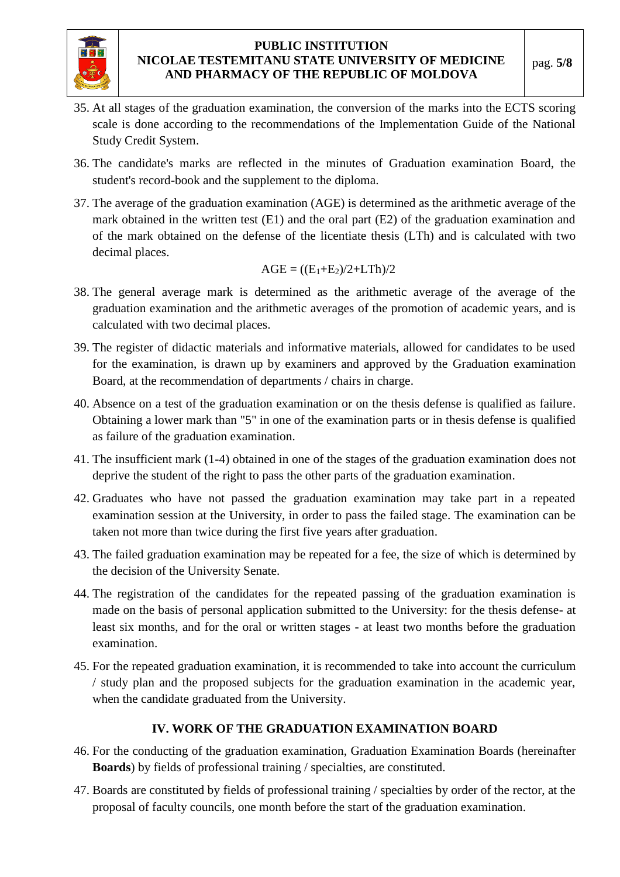35. At all stages of the graduation examination, the conversion of the marks into the ECTS scoring scale is done according to the recommendations of the Implementation Guide of the National Study Credit System.

36. The candidate's marks are reflected in the minutes of Graduation examination Board, the student's record-book and the supplement to the diploma.

37. The average of the graduation examination (AGE) is determined as the arithmetic average of the mark obtained in the written test (E1) and the oral part (E2) of the graduation examination and of the mark obtained on the defense of the licentiate thesis (LTh) and is calculated with two decimal places.

$$AGE = ((E_1+E_2)/2+LTh)/2$$

38. The general average mark is determined as the arithmetic average of the average of the graduation examination and the arithmetic averages of the promotion of academic years, and is calculated with two decimal places.

39. The register of didactic materials and informative materials, allowed for candidates to be used for the examination, is drawn up by examiners and approved by the Graduation examination Board, at the recommendation of departments / chairs in charge.

40. Absence on a test of the graduation examination or on the thesis defense is qualified as failure. Obtaining a lower mark than "5" in one of the examination parts or in thesis defense is qualified as failure of the graduation examination.

41. The insufficient mark (1-4) obtained in one of the stages of the graduation examination does not deprive the student of the right to pass the other parts of the graduation examination.

42. Graduates who have not passed the graduation examination may take part in a repeated examination session at the University, in order to pass the failed stage. The examination can be taken not more than twice during the first five years after graduation.

43. The failed graduation examination may be repeated for a fee, the size of which is determined by the decision of the University Senate.

44. The registration of the candidates for the repeated passing of the graduation examination is made on the basis of personal application submitted to the University: for the thesis defense- at least six months, and for the oral or written stages - at least two months before the graduation examination.

45. For the repeated graduation examination, it is recommended to take into account the curriculum / study plan and the proposed subjects for the graduation examination in the academic year, when the candidate graduated from the University.

## IV. WORK OF THE GRADUATION EXAMINATION BOARD

46. For the conducting of the graduation examination, Graduation Examination Boards (hereinafter **Boards**) by fields of professional training / specialties, are constituted.

47. Boards are constituted by fields of professional training / specialties by order of the rector, at the proposal of faculty councils, one month before the start of the graduation examination.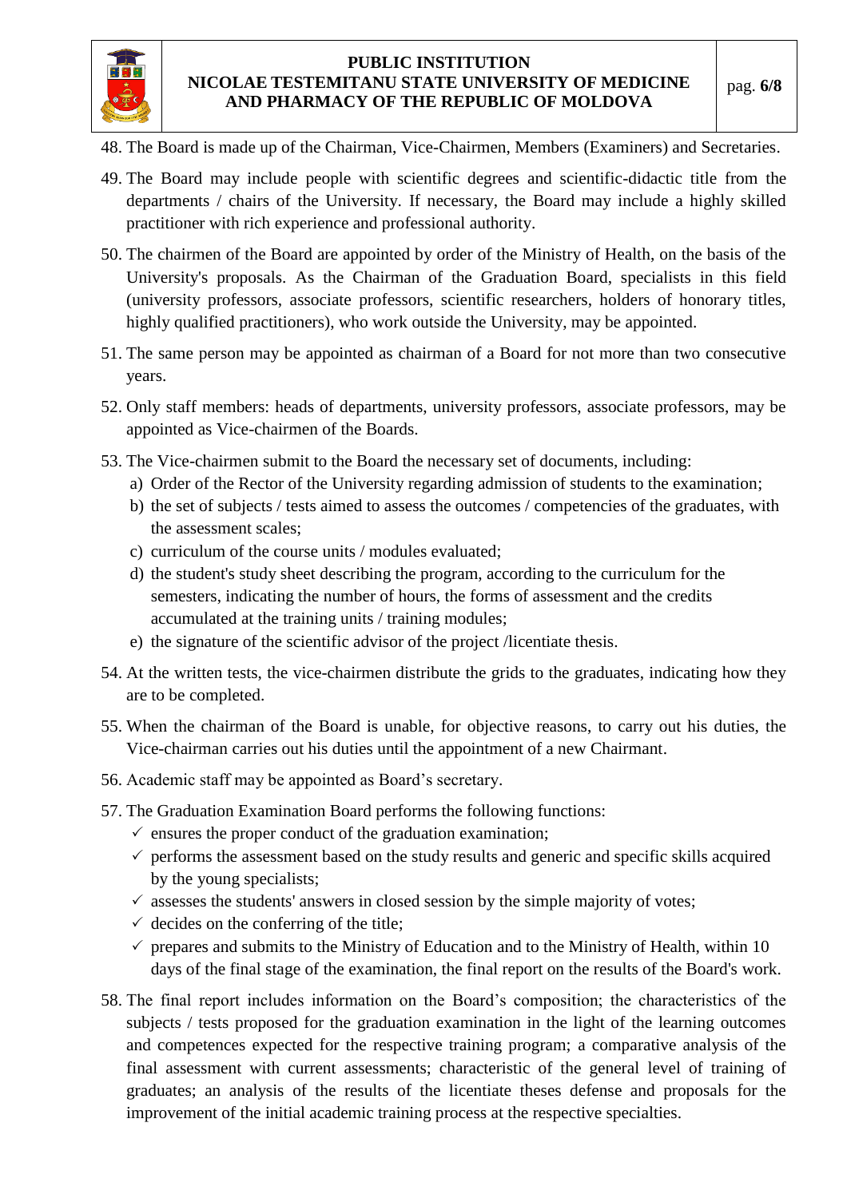48. The Board is made up of the Chairman, Vice-Chairmen, Members (Examiners) and Secretaries.
49. The Board may include people with scientific degrees and scientific-didactic title from the departments / chairs of the University. If necessary, the Board may include a highly skilled practitioner with rich experience and professional authority.
50. The chairmen of the Board are appointed by order of the Ministry of Health, on the basis of the University's proposals. As the Chairman of the Graduation Board, specialists in this field (university professors, associate professors, scientific researchers, holders of honorary titles, highly qualified practitioners), who work outside the University, may be appointed.
51. The same person may be appointed as chairman of a Board for not more than two consecutive years.
52. Only staff members: heads of departments, university professors, associate professors, may be appointed as Vice-chairmen of the Boards.
53. The Vice-chairmen submit to the Board the necessary set of documents, including:
    a) Order of the Rector of the University regarding admission of students to the examination;
    b) the set of subjects / tests aimed to assess the outcomes / competencies of the graduates, with the assessment scales;
    c) curriculum of the course units / modules evaluated;
    d) the student's study sheet describing the program, according to the curriculum for the semesters, indicating the number of hours, the forms of assessment and the credits accumulated at the training units / training modules;
    e) the signature of the scientific advisor of the project /licentiate thesis.
54. At the written tests, the vice-chairmen distribute the grids to the graduates, indicating how they are to be completed.
55. When the chairman of the Board is unable, for objective reasons, to carry out his duties, the Vice-chairman carries out his duties until the appointment of a new Chairmant.
56. Academic staff may be appointed as Board's secretary.
57. The Graduation Examination Board performs the following functions:
    - ensures the proper conduct of the graduation examination;
    - performs the assessment based on the study results and generic and specific skills acquired by the young specialists;
    - assesses the students' answers in closed session by the simple majority of votes;
    - decides on the conferring of the title;
    - prepares and submits to the Ministry of Education and to the Ministry of Health, within 10 days of the final stage of the examination, the final report on the results of the Board's work.
58. The final report includes information on the Board's composition; the characteristics of the subjects / tests proposed for the graduation examination in the light of the learning outcomes and competences expected for the respective training program; a comparative analysis of the final assessment with current assessments; characteristic of the general level of training of graduates; an analysis of the results of the licentiate theses defense and proposals for the improvement of the initial academic training process at the respective specialties.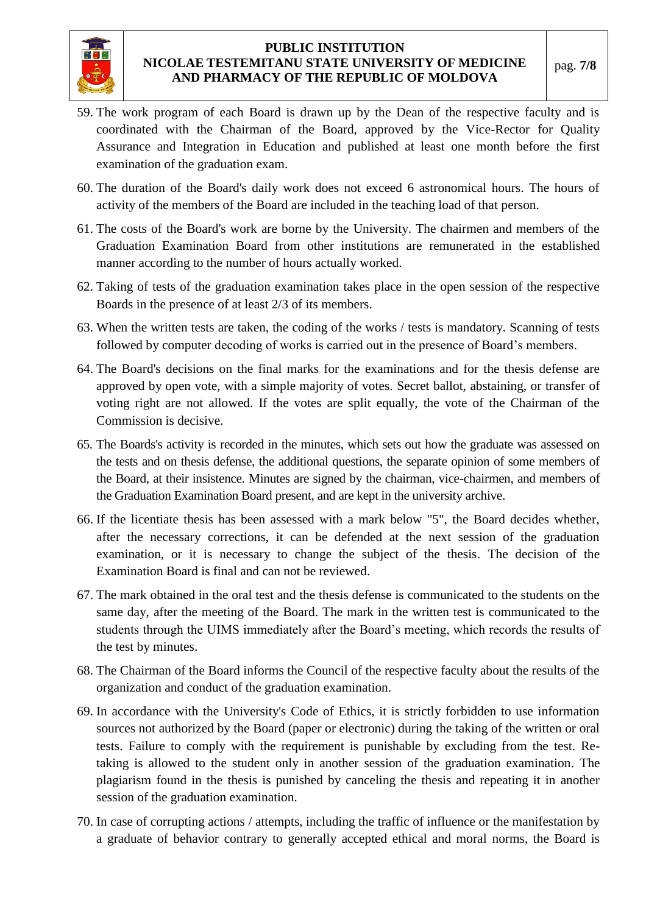59. The work program of each Board is drawn up by the Dean of the respective faculty and is coordinated with the Chairman of the Board, approved by the Vice-Rector for Quality Assurance and Integration in Education and published at least one month before the first examination of the graduation exam.

60. The duration of the Board's daily work does not exceed 6 astronomical hours. The hours of activity of the members of the Board are included in the teaching load of that person.

61. The costs of the Board's work are borne by the University. The chairmen and members of the Graduation Examination Board from other institutions are remunerated in the established manner according to the number of hours actually worked.

62. Taking of tests of the graduation examination takes place in the open session of the respective Boards in the presence of at least 2/3 of its members.

63. When the written tests are taken, the coding of the works / tests is mandatory. Scanning of tests followed by computer decoding of works is carried out in the presence of Board's members.

64. The Board's decisions on the final marks for the examinations and for the thesis defense are approved by open vote, with a simple majority of votes. Secret ballot, abstaining, or transfer of voting right are not allowed. If the votes are split equally, the vote of the Chairman of the Commission is decisive.

65. The Boards's activity is recorded in the minutes, which sets out how the graduate was assessed on the tests and on thesis defense, the additional questions, the separate opinion of some members of the Board, at their insistence. Minutes are signed by the chairman, vice-chairmen, and members of the Graduation Examination Board present, and are kept in the university archive.

66. If the licentiate thesis has been assessed with a mark below "5", the Board decides whether, after the necessary corrections, it can be defended at the next session of the graduation examination, or it is necessary to change the subject of the thesis. The decision of the Examination Board is final and can not be reviewed.

67. The mark obtained in the oral test and the thesis defense is communicated to the students on the same day, after the meeting of the Board. The mark in the written test is communicated to the students through the UIMS immediately after the Board's meeting, which records the results of the test by minutes.

68. The Chairman of the Board informs the Council of the respective faculty about the results of the organization and conduct of the graduation examination.

69. In accordance with the University's Code of Ethics, it is strictly forbidden to use information sources not authorized by the Board (paper or electronic) during the taking of the written or oral tests. Failure to comply with the requirement is punishable by excluding from the test. Re-taking is allowed to the student only in another session of the graduation examination. The plagiarism found in the thesis is punished by canceling the thesis and repeating it in another session of the graduation examination.

70. In case of corrupting actions / attempts, including the traffic of influence or the manifestation by a graduate of behavior contrary to generally accepted ethical and moral norms, the Board is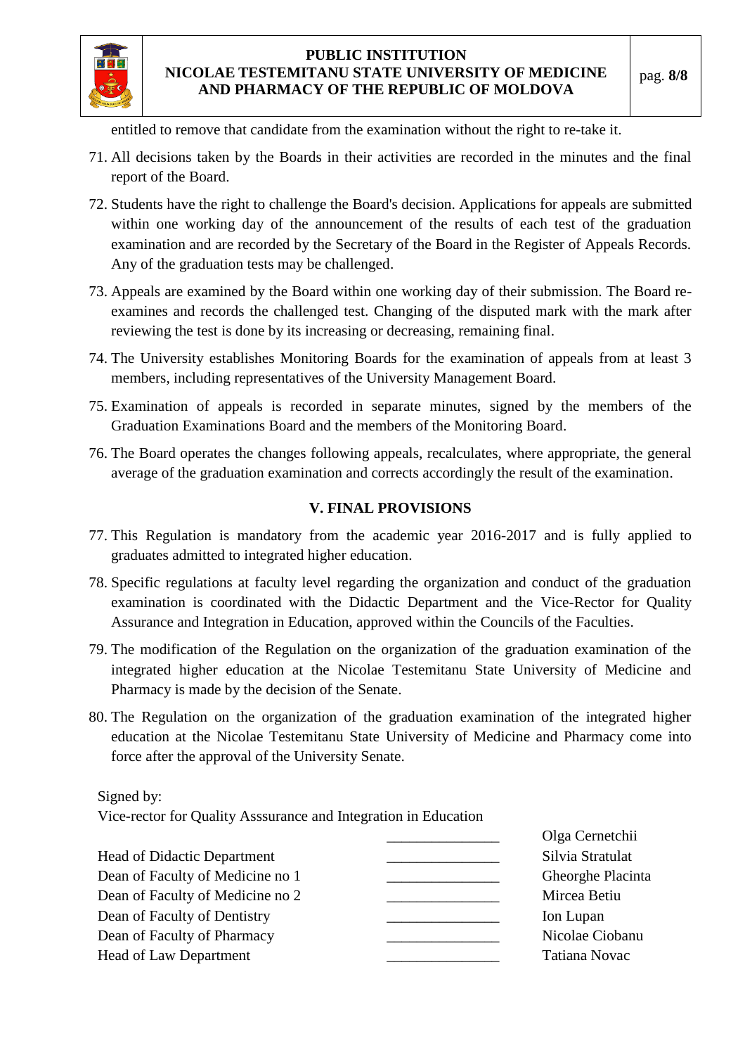entitled to remove that candidate from the examination without the right to re-take it.

71. All decisions taken by the Boards in their activities are recorded in the minutes and the final report of the Board.
72. Students have the right to challenge the Board's decision. Applications for appeals are submitted within one working day of the announcement of the results of each test of the graduation examination and are recorded by the Secretary of the Board in the Register of Appeals Records. Any of the graduation tests may be challenged.
73. Appeals are examined by the Board within one working day of their submission. The Board re-examines and records the challenged test. Changing of the disputed mark with the mark after reviewing the test is done by its increasing or decreasing, remaining final.
74. The University establishes Monitoring Boards for the examination of appeals from at least 3 members, including representatives of the University Management Board.
75. Examination of appeals is recorded in separate minutes, signed by the members of the Graduation Examinations Board and the members of the Monitoring Board.
76. The Board operates the changes following appeals, recalculates, where appropriate, the general average of the graduation examination and corrects accordingly the result of the examination.

## V. FINAL PROVISIONS

77. This Regulation is mandatory from the academic year 2016-2017 and is fully applied to graduates admitted to integrated higher education.
78. Specific regulations at faculty level regarding the organization and conduct of the graduation examination is coordinated with the Didactic Department and the Vice-Rector for Quality Assurance and Integration in Education, approved within the Councils of the Faculties.
79. The modification of the Regulation on the organization of the graduation examination of the integrated higher education at the Nicolae Testemitanu State University of Medicine and Pharmacy is made by the decision of the Senate.
80. The Regulation on the organization of the graduation examination of the integrated higher education at the Nicolae Testemitanu State University of Medicine and Pharmacy come into force after the approval of the University Senate.

Signed by:

| | | |
|---|---|---|
| Vice-rector for Quality Asssurance and Integration in Education | _______________ | Olga Cernetchii |
| Head of Didactic Department | _______________ | Silvia Stratulat |
| Dean of Faculty of Medicine no 1 | _______________ | Gheorghe Placinta |
| Dean of Faculty of Medicine no 2 | _______________ | Mircea Betiu |
| Dean of Faculty of Dentistry | _______________ | Ion Lupan |
| Dean of Faculty of Pharmacy | _______________ | Nicolae Ciobanu |
| Head of Law Department | _______________ | Tatiana Novac |